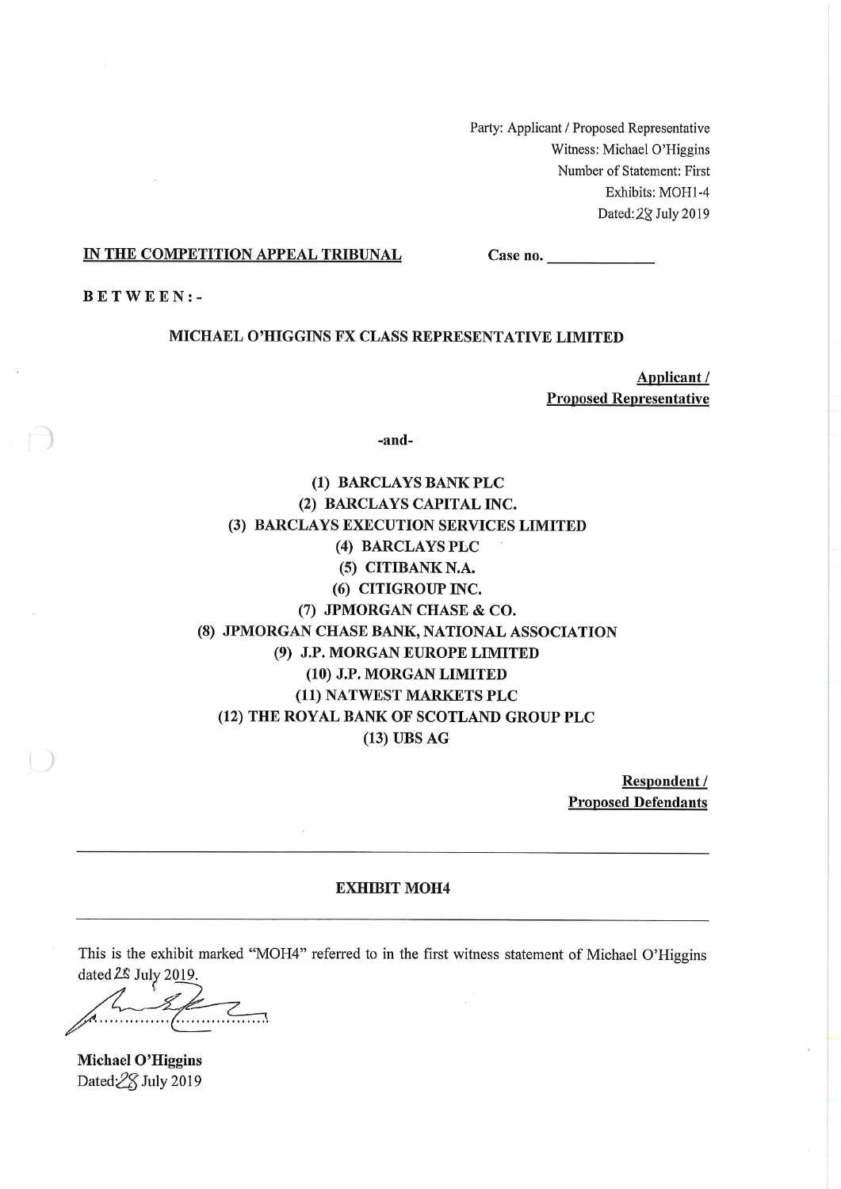Party: Applicant / Proposed Representative
Witness: Michael O'Higgins
Number of Statement: First
Exhibits: MOH1-4
Dated: 28 July 2019

**IN THE COMPETITION APPEAL TRIBUNAL** **Case no. ____________**

**BETWEEN:-**

**MICHAEL O'HIGGINS FX CLASS REPRESENTATIVE LIMITED**

**Applicant / Proposed Representative**

**-and-**

**(1) BARCLAYS BANK PLC**
**(2) BARCLAYS CAPITAL INC.**
**(3) BARCLAYS EXECUTION SERVICES LIMITED**
**(4) BARCLAYS PLC**
**(5) CITIBANK N.A.**
**(6) CITIGROUP INC.**
**(7) JPMORGAN CHASE & CO.**
**(8) JPMORGAN CHASE BANK, NATIONAL ASSOCIATION**
**(9) J.P. MORGAN EUROPE LIMITED**
**(10) J.P. MORGAN LIMITED**
**(11) NATWEST MARKETS PLC**
**(12) THE ROYAL BANK OF SCOTLAND GROUP PLC**
**(13) UBS AG**

**Respondent / Proposed Defendants**

---

**EXHIBIT MOH4**

---

This is the exhibit marked "MOH4" referred to in the first witness statement of Michael O'Higgins dated 28 July 2019.

..................................

**Michael O'Higgins**
Dated: 28 July 2019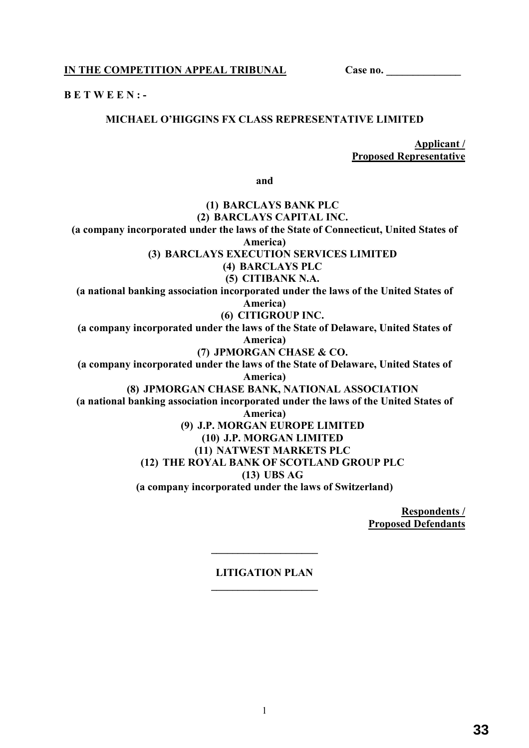**IN THE COMPETITION APPEAL TRIBUNAL** **Case no. ______________**

**B E T W E E N : -**

**MICHAEL O'HIGGINS FX CLASS REPRESENTATIVE LIMITED**

**Applicant / Proposed Representative**

**and**

**(1) BARCLAYS BANK PLC**
**(2) BARCLAYS CAPITAL INC.**
**(a company incorporated under the laws of the State of Connecticut, United States of America)**
**(3) BARCLAYS EXECUTION SERVICES LIMITED**
**(4) BARCLAYS PLC**
**(5) CITIBANK N.A.**
**(a national banking association incorporated under the laws of the United States of America)**
**(6) CITIGROUP INC.**
**(a company incorporated under the laws of the State of Delaware, United States of America)**
**(7) JPMORGAN CHASE & CO.**
**(a company incorporated under the laws of the State of Delaware, United States of America)**
**(8) JPMORGAN CHASE BANK, NATIONAL ASSOCIATION**
**(a national banking association incorporated under the laws of the United States of America)**
**(9) J.P. MORGAN EUROPE LIMITED**
**(10) J.P. MORGAN LIMITED**
**(11) NATWEST MARKETS PLC**
**(12) THE ROYAL BANK OF SCOTLAND GROUP PLC**
**(13) UBS AG**
**(a company incorporated under the laws of Switzerland)**

**Respondents / Proposed Defendants**

---

**LITIGATION PLAN**

---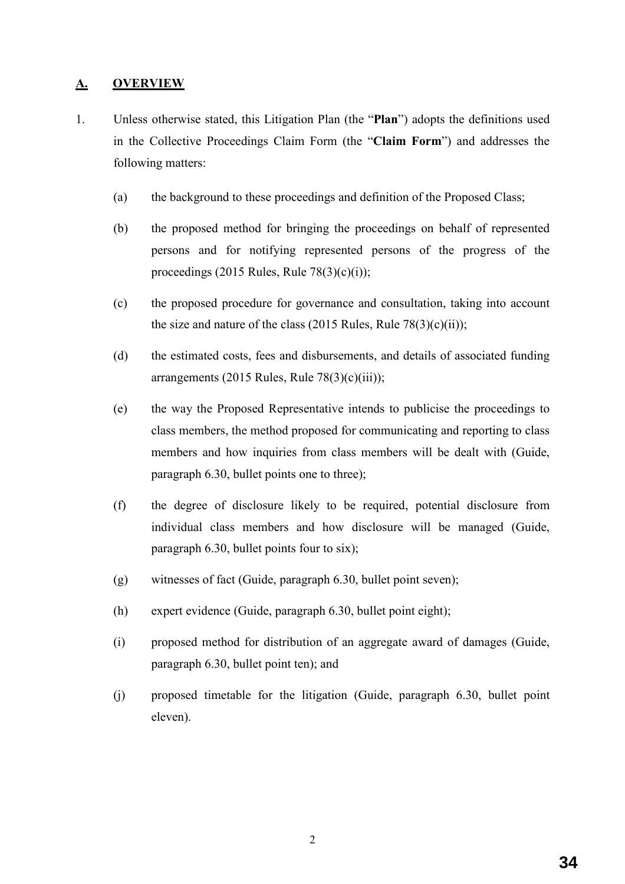## A. OVERVIEW

1. Unless otherwise stated, this Litigation Plan (the "**Plan**") adopts the definitions used in the Collective Proceedings Claim Form (the "**Claim Form**") and addresses the following matters:

   (a) the background to these proceedings and definition of the Proposed Class;

   (b) the proposed method for bringing the proceedings on behalf of represented persons and for notifying represented persons of the progress of the proceedings (2015 Rules, Rule 78(3)(c)(i));

   (c) the proposed procedure for governance and consultation, taking into account the size and nature of the class (2015 Rules, Rule 78(3)(c)(ii));

   (d) the estimated costs, fees and disbursements, and details of associated funding arrangements (2015 Rules, Rule 78(3)(c)(iii));

   (e) the way the Proposed Representative intends to publicise the proceedings to class members, the method proposed for communicating and reporting to class members and how inquiries from class members will be dealt with (Guide, paragraph 6.30, bullet points one to three);

   (f) the degree of disclosure likely to be required, potential disclosure from individual class members and how disclosure will be managed (Guide, paragraph 6.30, bullet points four to six);

   (g) witnesses of fact (Guide, paragraph 6.30, bullet point seven);

   (h) expert evidence (Guide, paragraph 6.30, bullet point eight);

   (i) proposed method for distribution of an aggregate award of damages (Guide, paragraph 6.30, bullet point ten); and

   (j) proposed timetable for the litigation (Guide, paragraph 6.30, bullet point eleven).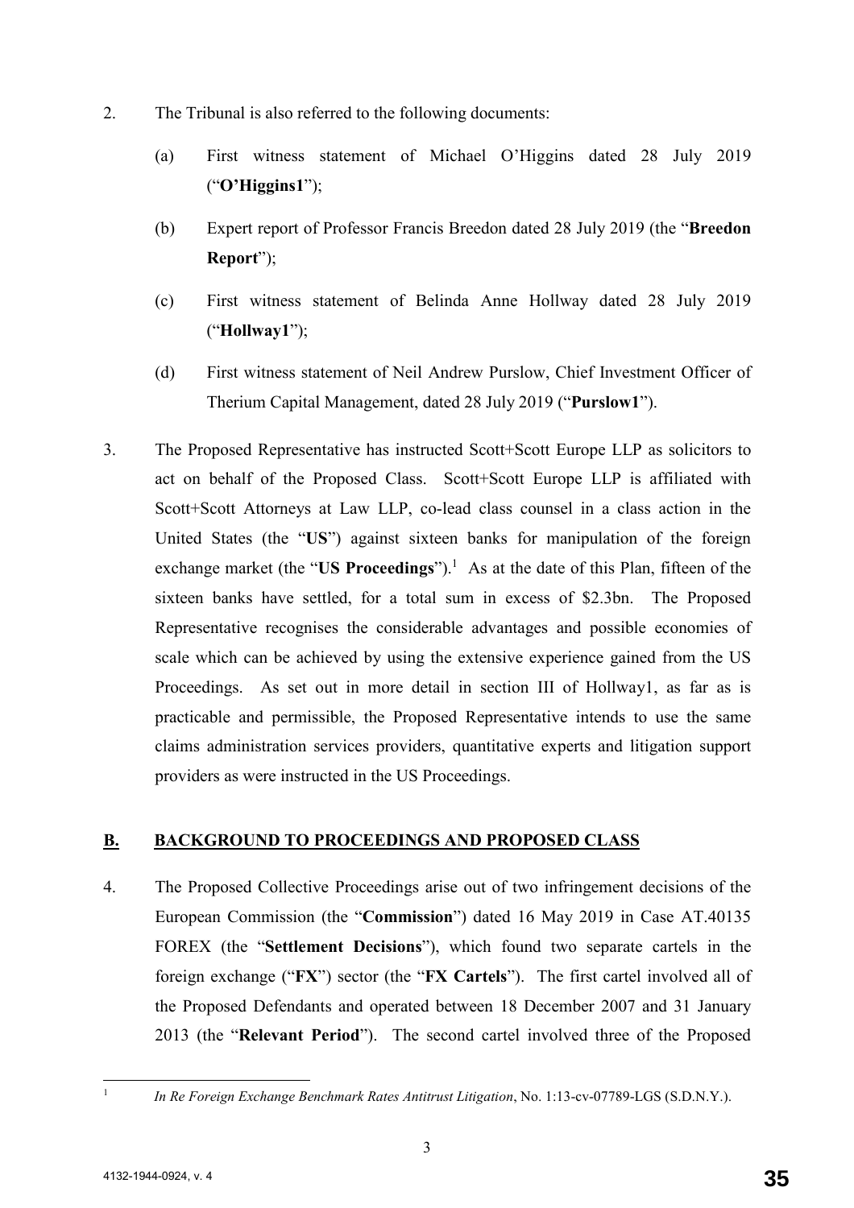2. The Tribunal is also referred to the following documents:

   (a) First witness statement of Michael O'Higgins dated 28 July 2019 ("**O'Higgins1**");

   (b) Expert report of Professor Francis Breedon dated 28 July 2019 (the "**Breedon Report**");

   (c) First witness statement of Belinda Anne Hollway dated 28 July 2019 ("**Hollway1**");

   (d) First witness statement of Neil Andrew Purslow, Chief Investment Officer of Therium Capital Management, dated 28 July 2019 ("**Purslow1**").

3. The Proposed Representative has instructed Scott+Scott Europe LLP as solicitors to act on behalf of the Proposed Class. Scott+Scott Europe LLP is affiliated with Scott+Scott Attorneys at Law LLP, co-lead class counsel in a class action in the United States (the "**US**") against sixteen banks for manipulation of the foreign exchange market (the "**US Proceedings**").[1] As at the date of this Plan, fifteen of the sixteen banks have settled, for a total sum in excess of $2.3bn. The Proposed Representative recognises the considerable advantages and possible economies of scale which can be achieved by using the extensive experience gained from the US Proceedings. As set out in more detail in section III of Hollway1, as far as is practicable and permissible, the Proposed Representative intends to use the same claims administration services providers, quantitative experts and litigation support providers as were instructed in the US Proceedings.

## B. BACKGROUND TO PROCEEDINGS AND PROPOSED CLASS

4. The Proposed Collective Proceedings arise out of two infringement decisions of the European Commission (the "**Commission**") dated 16 May 2019 in Case AT.40135 FOREX (the "**Settlement Decisions**"), which found two separate cartels in the foreign exchange ("**FX**") sector (the "**FX Cartels**"). The first cartel involved all of the Proposed Defendants and operated between 18 December 2007 and 31 January 2013 (the "**Relevant Period**"). The second cartel involved three of the Proposed

[1] *In Re Foreign Exchange Benchmark Rates Antitrust Litigation*, No. 1:13-cv-07789-LGS (S.D.N.Y.).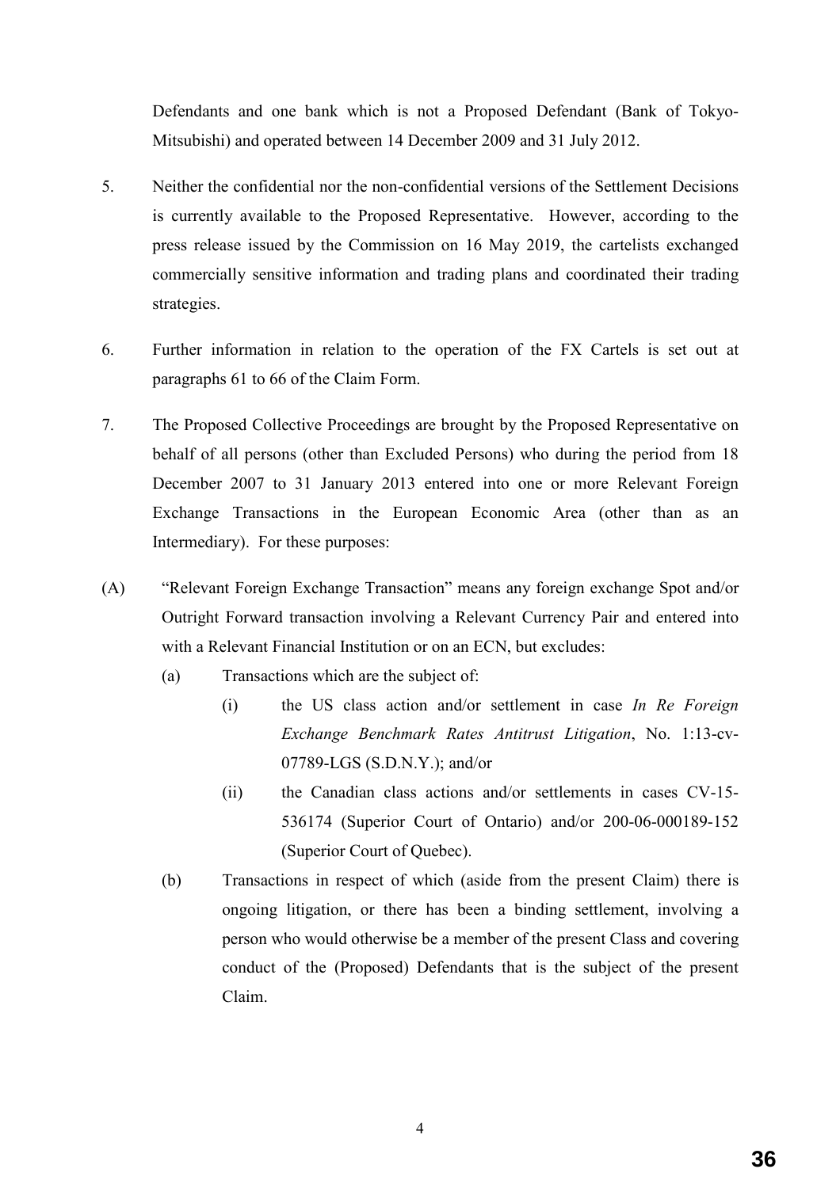Defendants and one bank which is not a Proposed Defendant (Bank of Tokyo-Mitsubishi) and operated between 14 December 2009 and 31 July 2012.

5. Neither the confidential nor the non-confidential versions of the Settlement Decisions is currently available to the Proposed Representative. However, according to the press release issued by the Commission on 16 May 2019, the cartelists exchanged commercially sensitive information and trading plans and coordinated their trading strategies.

6. Further information in relation to the operation of the FX Cartels is set out at paragraphs 61 to 66 of the Claim Form.

7. The Proposed Collective Proceedings are brought by the Proposed Representative on behalf of all persons (other than Excluded Persons) who during the period from 18 December 2007 to 31 January 2013 entered into one or more Relevant Foreign Exchange Transactions in the European Economic Area (other than as an Intermediary). For these purposes:

(A) "Relevant Foreign Exchange Transaction" means any foreign exchange Spot and/or Outright Forward transaction involving a Relevant Currency Pair and entered into with a Relevant Financial Institution or on an ECN, but excludes:

  (a) Transactions which are the subject of:

    (i) the US class action and/or settlement in case *In Re Foreign Exchange Benchmark Rates Antitrust Litigation*, No. 1:13-cv-07789-LGS (S.D.N.Y.); and/or

    (ii) the Canadian class actions and/or settlements in cases CV-15-536174 (Superior Court of Ontario) and/or 200-06-000189-152 (Superior Court of Quebec).

  (b) Transactions in respect of which (aside from the present Claim) there is ongoing litigation, or there has been a binding settlement, involving a person who would otherwise be a member of the present Class and covering conduct of the (Proposed) Defendants that is the subject of the present Claim.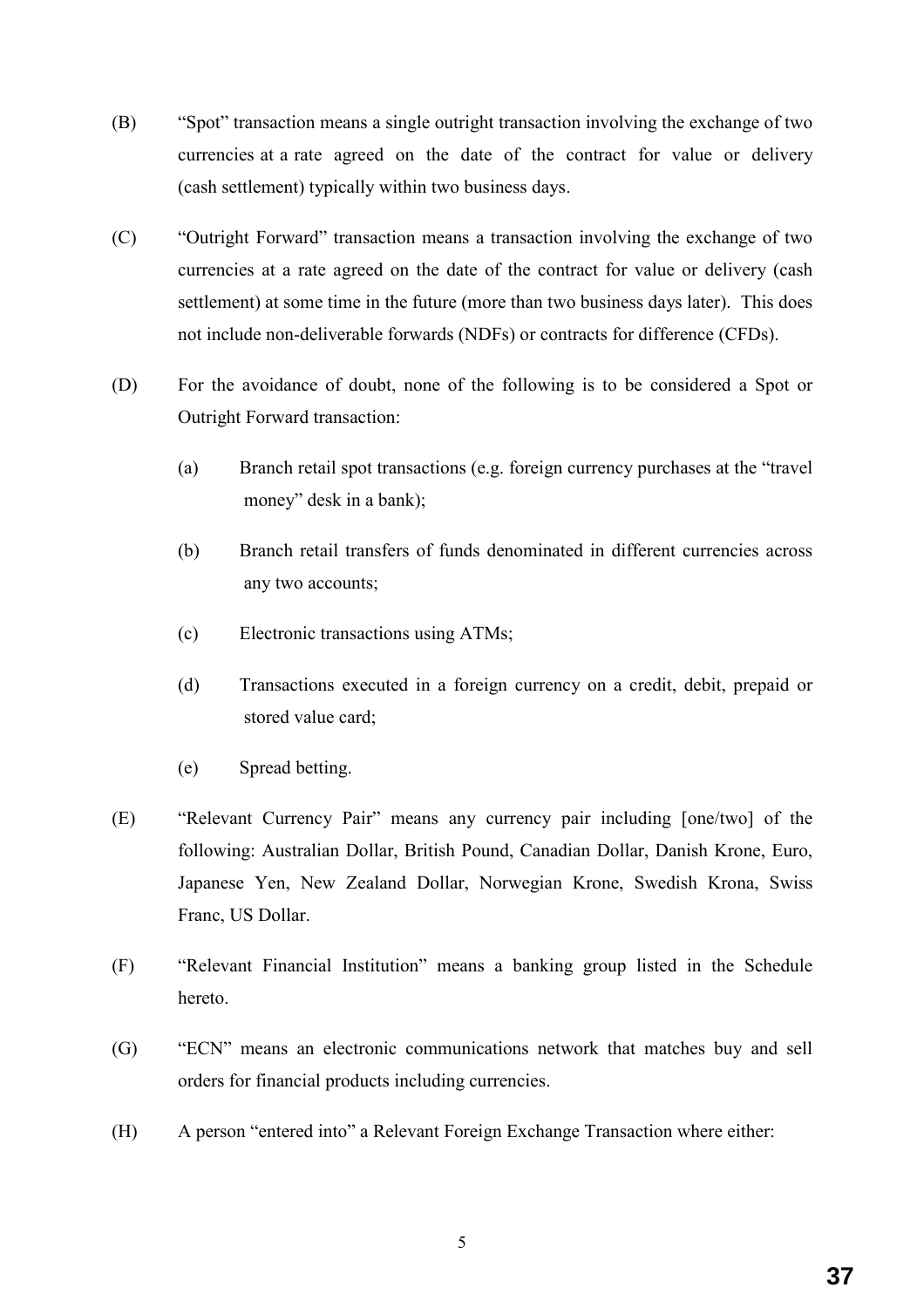(B) "Spot" transaction means a single outright transaction involving the exchange of two currencies at a rate agreed on the date of the contract for value or delivery (cash settlement) typically within two business days.

(C) "Outright Forward" transaction means a transaction involving the exchange of two currencies at a rate agreed on the date of the contract for value or delivery (cash settlement) at some time in the future (more than two business days later). This does not include non-deliverable forwards (NDFs) or contracts for difference (CFDs).

(D) For the avoidance of doubt, none of the following is to be considered a Spot or Outright Forward transaction:

   (a) Branch retail spot transactions (e.g. foreign currency purchases at the "travel money" desk in a bank);

   (b) Branch retail transfers of funds denominated in different currencies across any two accounts;

   (c) Electronic transactions using ATMs;

   (d) Transactions executed in a foreign currency on a credit, debit, prepaid or stored value card;

   (e) Spread betting.

(E) "Relevant Currency Pair" means any currency pair including [one/two] of the following: Australian Dollar, British Pound, Canadian Dollar, Danish Krone, Euro, Japanese Yen, New Zealand Dollar, Norwegian Krone, Swedish Krona, Swiss Franc, US Dollar.

(F) "Relevant Financial Institution" means a banking group listed in the Schedule hereto.

(G) "ECN" means an electronic communications network that matches buy and sell orders for financial products including currencies.

(H) A person "entered into" a Relevant Foreign Exchange Transaction where either: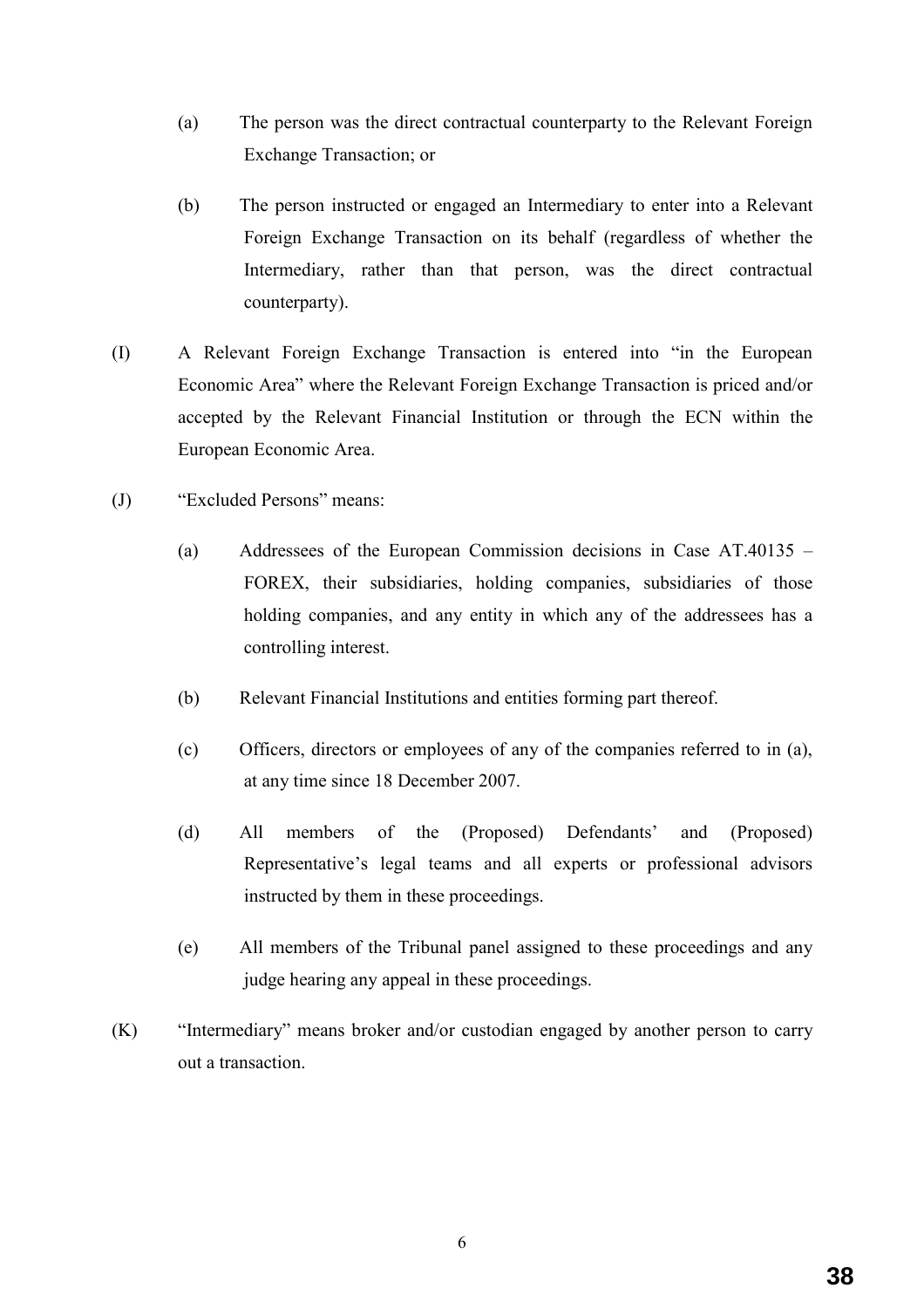(a) The person was the direct contractual counterparty to the Relevant Foreign Exchange Transaction; or

(b) The person instructed or engaged an Intermediary to enter into a Relevant Foreign Exchange Transaction on its behalf (regardless of whether the Intermediary, rather than that person, was the direct contractual counterparty).

(I) A Relevant Foreign Exchange Transaction is entered into "in the European Economic Area" where the Relevant Foreign Exchange Transaction is priced and/or accepted by the Relevant Financial Institution or through the ECN within the European Economic Area.

(J) "Excluded Persons" means:

(a) Addressees of the European Commission decisions in Case AT.40135 – FOREX, their subsidiaries, holding companies, subsidiaries of those holding companies, and any entity in which any of the addressees has a controlling interest.

(b) Relevant Financial Institutions and entities forming part thereof.

(c) Officers, directors or employees of any of the companies referred to in (a), at any time since 18 December 2007.

(d) All members of the (Proposed) Defendants' and (Proposed) Representative's legal teams and all experts or professional advisors instructed by them in these proceedings.

(e) All members of the Tribunal panel assigned to these proceedings and any judge hearing any appeal in these proceedings.

(K) "Intermediary" means broker and/or custodian engaged by another person to carry out a transaction.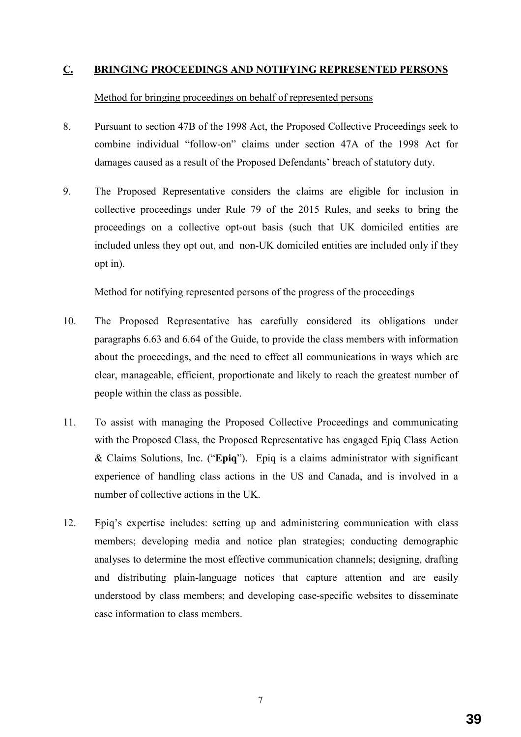## C. BRINGING PROCEEDINGS AND NOTIFYING REPRESENTED PERSONS

Method for bringing proceedings on behalf of represented persons

8. Pursuant to section 47B of the 1998 Act, the Proposed Collective Proceedings seek to combine individual "follow-on" claims under section 47A of the 1998 Act for damages caused as a result of the Proposed Defendants' breach of statutory duty.

9. The Proposed Representative considers the claims are eligible for inclusion in collective proceedings under Rule 79 of the 2015 Rules, and seeks to bring the proceedings on a collective opt-out basis (such that UK domiciled entities are included unless they opt out, and non-UK domiciled entities are included only if they opt in).

Method for notifying represented persons of the progress of the proceedings

10. The Proposed Representative has carefully considered its obligations under paragraphs 6.63 and 6.64 of the Guide, to provide the class members with information about the proceedings, and the need to effect all communications in ways which are clear, manageable, efficient, proportionate and likely to reach the greatest number of people within the class as possible.

11. To assist with managing the Proposed Collective Proceedings and communicating with the Proposed Class, the Proposed Representative has engaged Epiq Class Action & Claims Solutions, Inc. ("**Epiq**"). Epiq is a claims administrator with significant experience of handling class actions in the US and Canada, and is involved in a number of collective actions in the UK.

12. Epiq's expertise includes: setting up and administering communication with class members; developing media and notice plan strategies; conducting demographic analyses to determine the most effective communication channels; designing, drafting and distributing plain-language notices that capture attention and are easily understood by class members; and developing case-specific websites to disseminate case information to class members.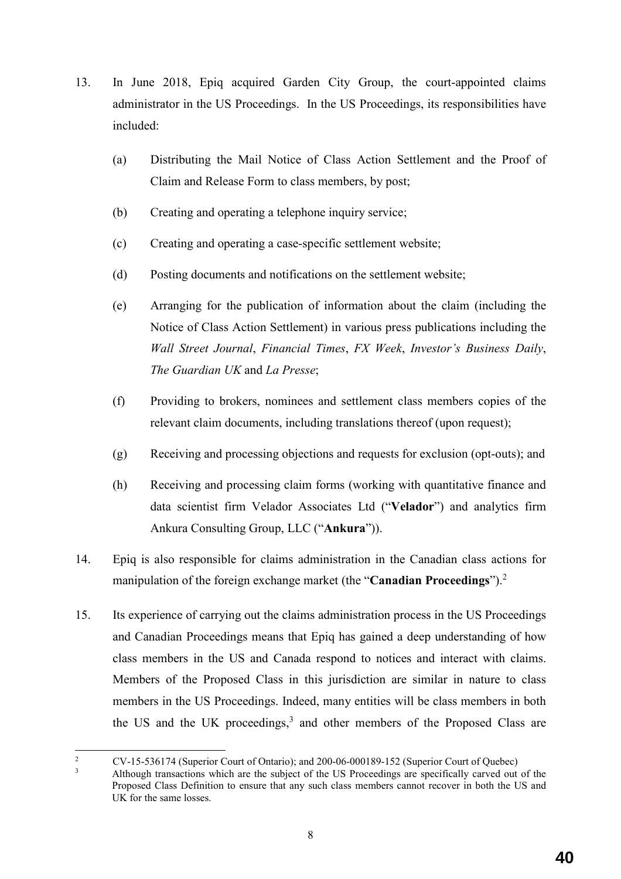13. In June 2018, Epiq acquired Garden City Group, the court-appointed claims administrator in the US Proceedings. In the US Proceedings, its responsibilities have included:

    (a) Distributing the Mail Notice of Class Action Settlement and the Proof of Claim and Release Form to class members, by post;

    (b) Creating and operating a telephone inquiry service;

    (c) Creating and operating a case-specific settlement website;

    (d) Posting documents and notifications on the settlement website;

    (e) Arranging for the publication of information about the claim (including the Notice of Class Action Settlement) in various press publications including the *Wall Street Journal*, *Financial Times*, *FX Week*, *Investor's Business Daily*, *The Guardian UK* and *La Presse*;

    (f) Providing to brokers, nominees and settlement class members copies of the relevant claim documents, including translations thereof (upon request);

    (g) Receiving and processing objections and requests for exclusion (opt-outs); and

    (h) Receiving and processing claim forms (working with quantitative finance and data scientist firm Velador Associates Ltd ("**Velador**") and analytics firm Ankura Consulting Group, LLC ("**Ankura**")).

14. Epiq is also responsible for claims administration in the Canadian class actions for manipulation of the foreign exchange market (the "**Canadian Proceedings**").[2]

15. Its experience of carrying out the claims administration process in the US Proceedings and Canadian Proceedings means that Epiq has gained a deep understanding of how class members in the US and Canada respond to notices and interact with claims. Members of the Proposed Class in this jurisdiction are similar in nature to class members in the US Proceedings. Indeed, many entities will be class members in both the US and the UK proceedings,[3] and other members of the Proposed Class are

---

[2] CV-15-536174 (Superior Court of Ontario); and 200-06-000189-152 (Superior Court of Quebec)

[3] Although transactions which are the subject of the US Proceedings are specifically carved out of the Proposed Class Definition to ensure that any such class members cannot recover in both the US and UK for the same losses.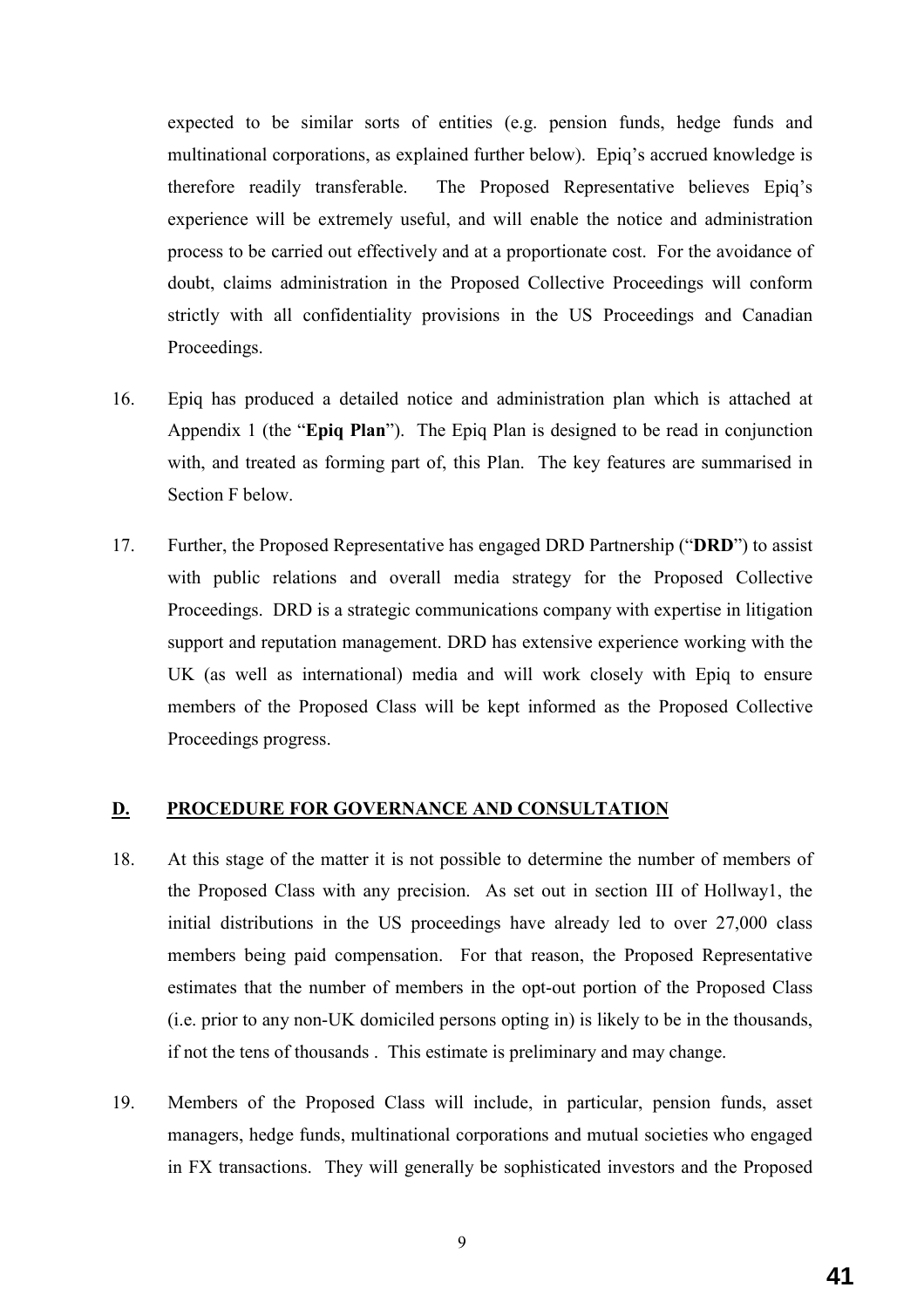expected to be similar sorts of entities (e.g. pension funds, hedge funds and multinational corporations, as explained further below). Epiq's accrued knowledge is therefore readily transferable. The Proposed Representative believes Epiq's experience will be extremely useful, and will enable the notice and administration process to be carried out effectively and at a proportionate cost. For the avoidance of doubt, claims administration in the Proposed Collective Proceedings will conform strictly with all confidentiality provisions in the US Proceedings and Canadian Proceedings.

16. Epiq has produced a detailed notice and administration plan which is attached at Appendix 1 (the "**Epiq Plan**"). The Epiq Plan is designed to be read in conjunction with, and treated as forming part of, this Plan. The key features are summarised in Section F below.

17. Further, the Proposed Representative has engaged DRD Partnership ("**DRD**") to assist with public relations and overall media strategy for the Proposed Collective Proceedings. DRD is a strategic communications company with expertise in litigation support and reputation management. DRD has extensive experience working with the UK (as well as international) media and will work closely with Epiq to ensure members of the Proposed Class will be kept informed as the Proposed Collective Proceedings progress.

## D. PROCEDURE FOR GOVERNANCE AND CONSULTATION

18. At this stage of the matter it is not possible to determine the number of members of the Proposed Class with any precision. As set out in section III of Hollway1, the initial distributions in the US proceedings have already led to over 27,000 class members being paid compensation. For that reason, the Proposed Representative estimates that the number of members in the opt-out portion of the Proposed Class (i.e. prior to any non-UK domiciled persons opting in) is likely to be in the thousands, if not the tens of thousands . This estimate is preliminary and may change.

19. Members of the Proposed Class will include, in particular, pension funds, asset managers, hedge funds, multinational corporations and mutual societies who engaged in FX transactions. They will generally be sophisticated investors and the Proposed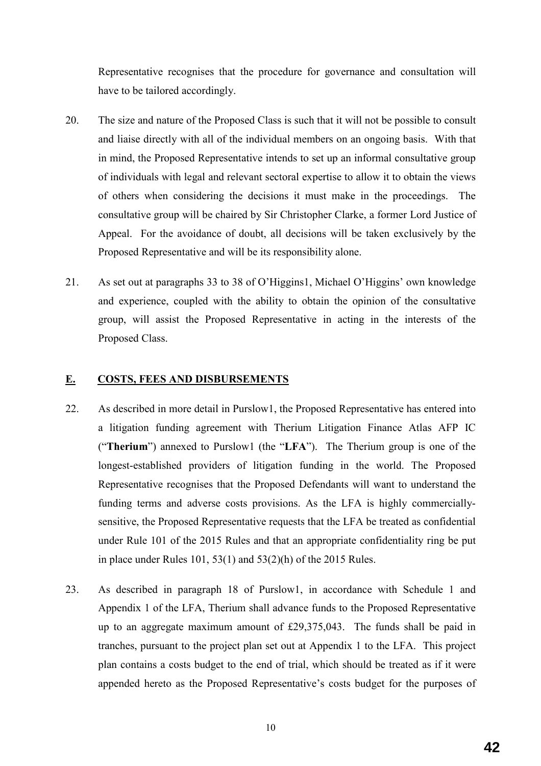Representative recognises that the procedure for governance and consultation will have to be tailored accordingly.

20. The size and nature of the Proposed Class is such that it will not be possible to consult and liaise directly with all of the individual members on an ongoing basis. With that in mind, the Proposed Representative intends to set up an informal consultative group of individuals with legal and relevant sectoral expertise to allow it to obtain the views of others when considering the decisions it must make in the proceedings. The consultative group will be chaired by Sir Christopher Clarke, a former Lord Justice of Appeal. For the avoidance of doubt, all decisions will be taken exclusively by the Proposed Representative and will be its responsibility alone.

21. As set out at paragraphs 33 to 38 of O'Higgins1, Michael O'Higgins' own knowledge and experience, coupled with the ability to obtain the opinion of the consultative group, will assist the Proposed Representative in acting in the interests of the Proposed Class.

## E. COSTS, FEES AND DISBURSEMENTS

22. As described in more detail in Purslow1, the Proposed Representative has entered into a litigation funding agreement with Therium Litigation Finance Atlas AFP IC ("**Therium**") annexed to Purslow1 (the "**LFA**"). The Therium group is one of the longest-established providers of litigation funding in the world. The Proposed Representative recognises that the Proposed Defendants will want to understand the funding terms and adverse costs provisions. As the LFA is highly commercially-sensitive, the Proposed Representative requests that the LFA be treated as confidential under Rule 101 of the 2015 Rules and that an appropriate confidentiality ring be put in place under Rules 101, 53(1) and 53(2)(h) of the 2015 Rules.

23. As described in paragraph 18 of Purslow1, in accordance with Schedule 1 and Appendix 1 of the LFA, Therium shall advance funds to the Proposed Representative up to an aggregate maximum amount of £29,375,043. The funds shall be paid in tranches, pursuant to the project plan set out at Appendix 1 to the LFA. This project plan contains a costs budget to the end of trial, which should be treated as if it were appended hereto as the Proposed Representative's costs budget for the purposes of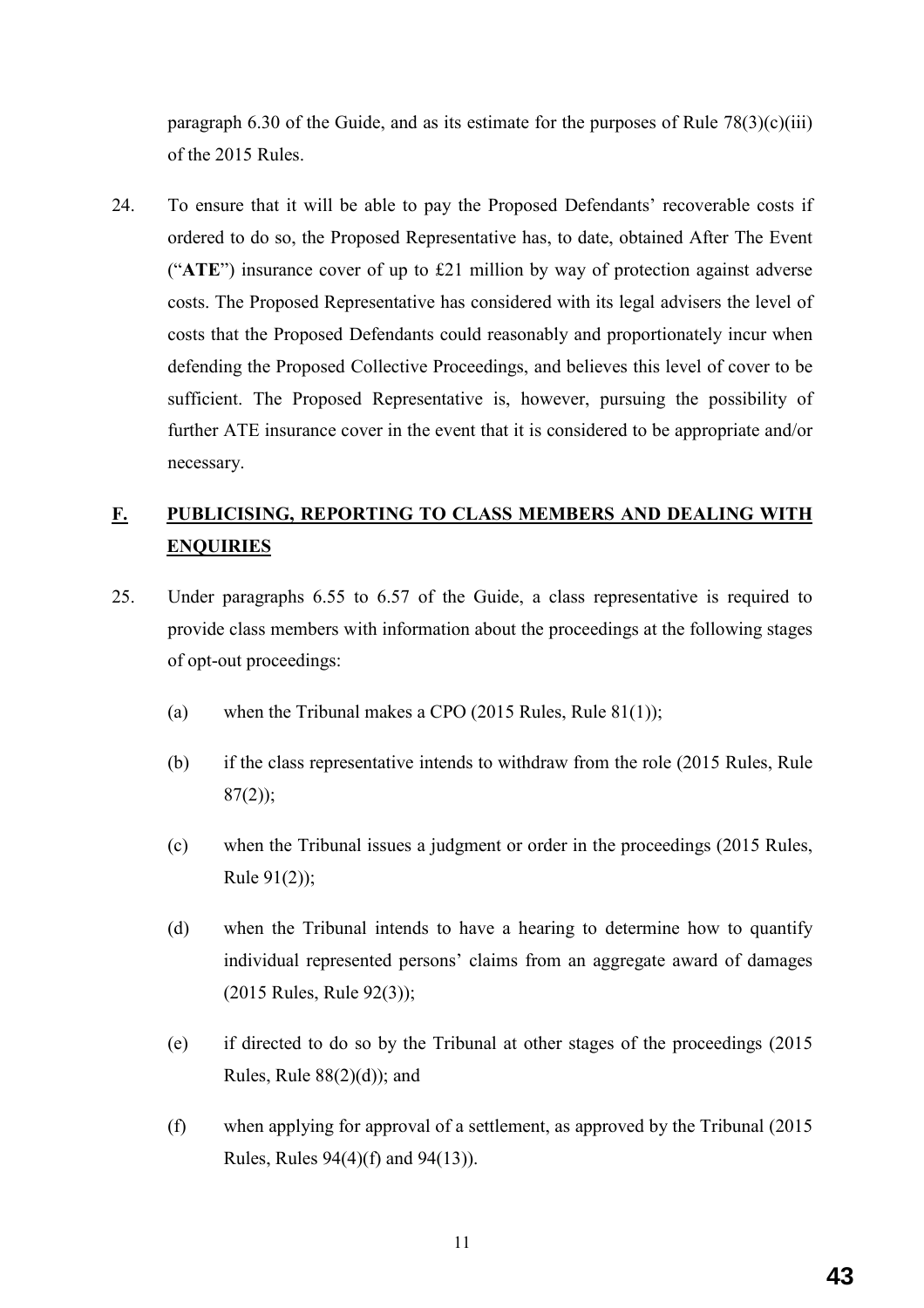paragraph 6.30 of the Guide, and as its estimate for the purposes of Rule 78(3)(c)(iii) of the 2015 Rules.

24. To ensure that it will be able to pay the Proposed Defendants' recoverable costs if ordered to do so, the Proposed Representative has, to date, obtained After The Event ("**ATE**") insurance cover of up to £21 million by way of protection against adverse costs. The Proposed Representative has considered with its legal advisers the level of costs that the Proposed Defendants could reasonably and proportionately incur when defending the Proposed Collective Proceedings, and believes this level of cover to be sufficient. The Proposed Representative is, however, pursuing the possibility of further ATE insurance cover in the event that it is considered to be appropriate and/or necessary.

## F. PUBLICISING, REPORTING TO CLASS MEMBERS AND DEALING WITH ENQUIRIES

25. Under paragraphs 6.55 to 6.57 of the Guide, a class representative is required to provide class members with information about the proceedings at the following stages of opt-out proceedings:

    (a) when the Tribunal makes a CPO (2015 Rules, Rule 81(1));

    (b) if the class representative intends to withdraw from the role (2015 Rules, Rule 87(2));

    (c) when the Tribunal issues a judgment or order in the proceedings (2015 Rules, Rule 91(2));

    (d) when the Tribunal intends to have a hearing to determine how to quantify individual represented persons' claims from an aggregate award of damages (2015 Rules, Rule 92(3));

    (e) if directed to do so by the Tribunal at other stages of the proceedings (2015 Rules, Rule 88(2)(d)); and

    (f) when applying for approval of a settlement, as approved by the Tribunal (2015 Rules, Rules 94(4)(f) and 94(13)).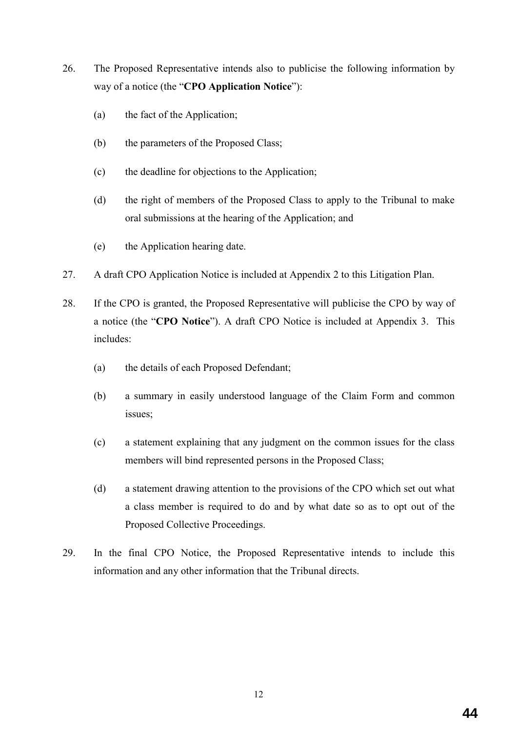26. The Proposed Representative intends also to publicise the following information by way of a notice (the "**CPO Application Notice**"):

    (a) the fact of the Application;

    (b) the parameters of the Proposed Class;

    (c) the deadline for objections to the Application;

    (d) the right of members of the Proposed Class to apply to the Tribunal to make oral submissions at the hearing of the Application; and

    (e) the Application hearing date.

27. A draft CPO Application Notice is included at Appendix 2 to this Litigation Plan.

28. If the CPO is granted, the Proposed Representative will publicise the CPO by way of a notice (the "**CPO Notice**"). A draft CPO Notice is included at Appendix 3. This includes:

    (a) the details of each Proposed Defendant;

    (b) a summary in easily understood language of the Claim Form and common issues;

    (c) a statement explaining that any judgment on the common issues for the class members will bind represented persons in the Proposed Class;

    (d) a statement drawing attention to the provisions of the CPO which set out what a class member is required to do and by what date so as to opt out of the Proposed Collective Proceedings.

29. In the final CPO Notice, the Proposed Representative intends to include this information and any other information that the Tribunal directs.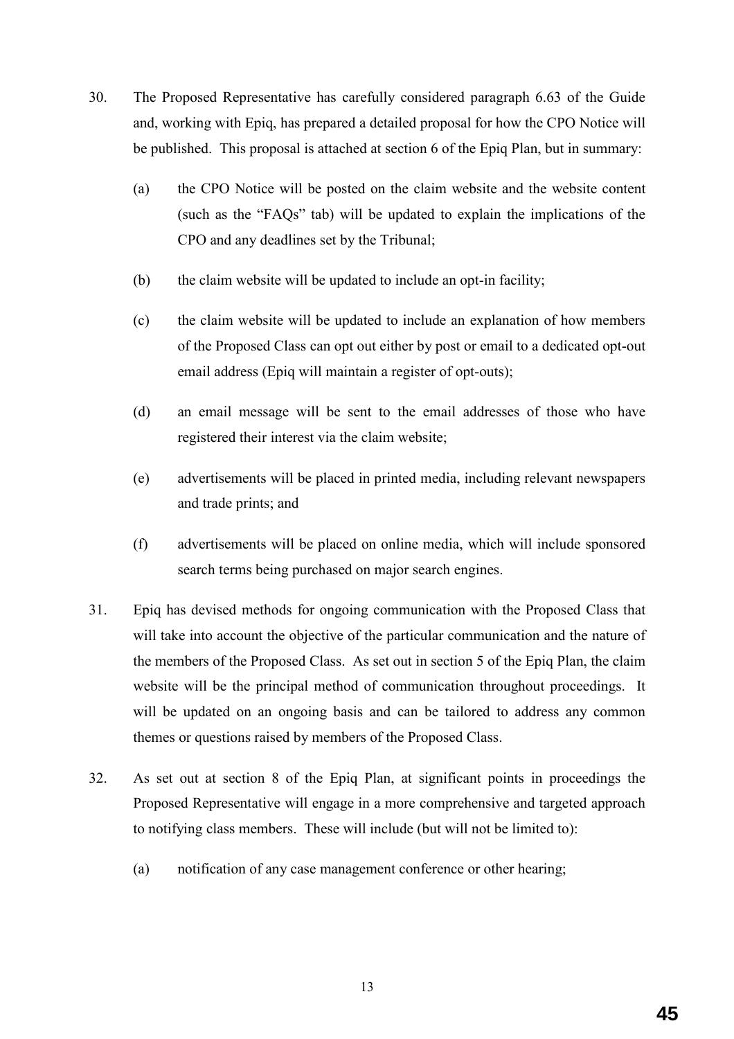30. The Proposed Representative has carefully considered paragraph 6.63 of the Guide and, working with Epiq, has prepared a detailed proposal for how the CPO Notice will be published. This proposal is attached at section 6 of the Epiq Plan, but in summary:

    (a) the CPO Notice will be posted on the claim website and the website content (such as the "FAQs" tab) will be updated to explain the implications of the CPO and any deadlines set by the Tribunal;

    (b) the claim website will be updated to include an opt-in facility;

    (c) the claim website will be updated to include an explanation of how members of the Proposed Class can opt out either by post or email to a dedicated opt-out email address (Epiq will maintain a register of opt-outs);

    (d) an email message will be sent to the email addresses of those who have registered their interest via the claim website;

    (e) advertisements will be placed in printed media, including relevant newspapers and trade prints; and

    (f) advertisements will be placed on online media, which will include sponsored search terms being purchased on major search engines.

31. Epiq has devised methods for ongoing communication with the Proposed Class that will take into account the objective of the particular communication and the nature of the members of the Proposed Class. As set out in section 5 of the Epiq Plan, the claim website will be the principal method of communication throughout proceedings. It will be updated on an ongoing basis and can be tailored to address any common themes or questions raised by members of the Proposed Class.

32. As set out at section 8 of the Epiq Plan, at significant points in proceedings the Proposed Representative will engage in a more comprehensive and targeted approach to notifying class members. These will include (but will not be limited to):

    (a) notification of any case management conference or other hearing;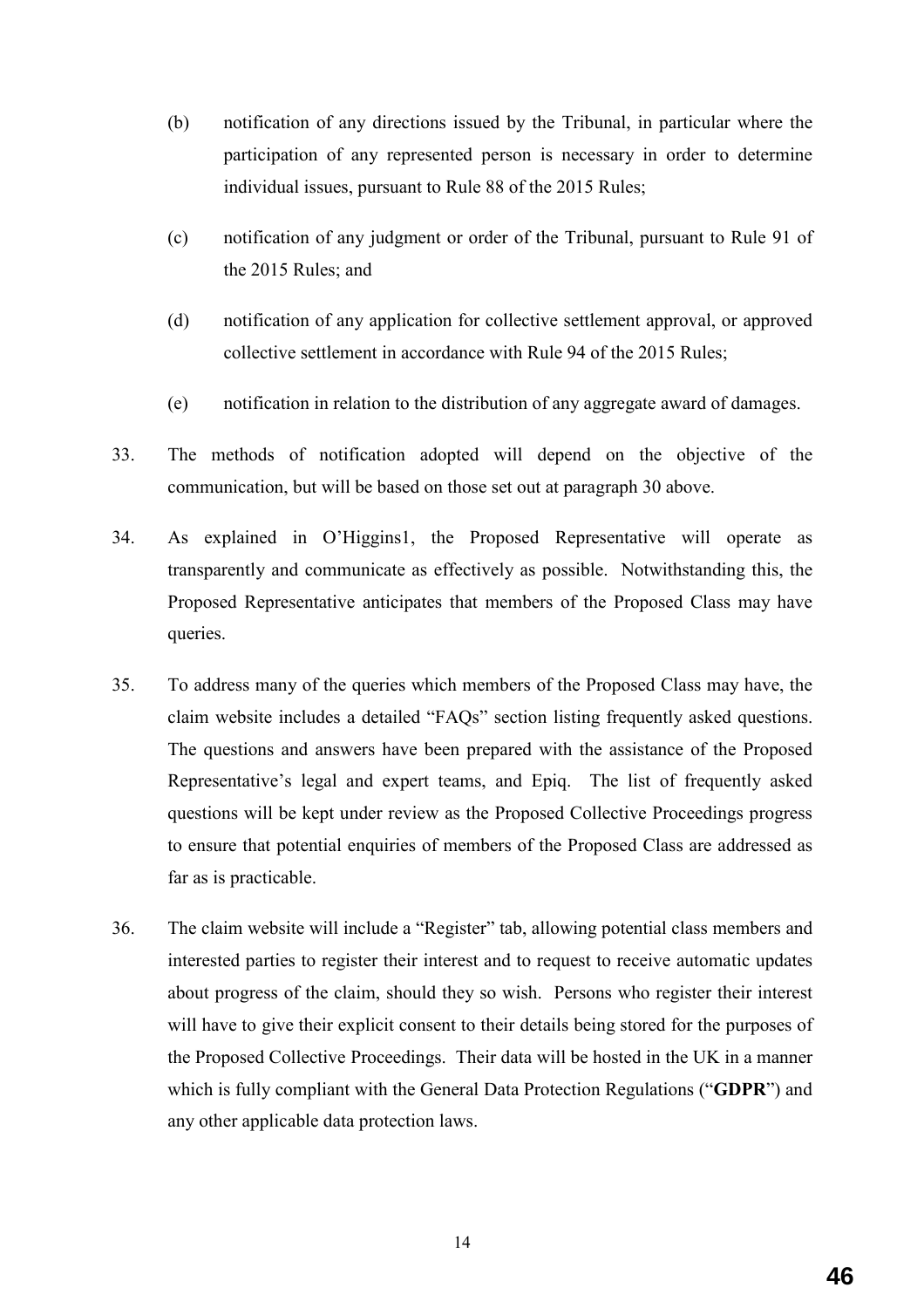(b) notification of any directions issued by the Tribunal, in particular where the participation of any represented person is necessary in order to determine individual issues, pursuant to Rule 88 of the 2015 Rules;

(c) notification of any judgment or order of the Tribunal, pursuant to Rule 91 of the 2015 Rules; and

(d) notification of any application for collective settlement approval, or approved collective settlement in accordance with Rule 94 of the 2015 Rules;

(e) notification in relation to the distribution of any aggregate award of damages.

33. The methods of notification adopted will depend on the objective of the communication, but will be based on those set out at paragraph 30 above.

34. As explained in O'Higgins1, the Proposed Representative will operate as transparently and communicate as effectively as possible. Notwithstanding this, the Proposed Representative anticipates that members of the Proposed Class may have queries.

35. To address many of the queries which members of the Proposed Class may have, the claim website includes a detailed "FAQs" section listing frequently asked questions. The questions and answers have been prepared with the assistance of the Proposed Representative's legal and expert teams, and Epiq. The list of frequently asked questions will be kept under review as the Proposed Collective Proceedings progress to ensure that potential enquiries of members of the Proposed Class are addressed as far as is practicable.

36. The claim website will include a "Register" tab, allowing potential class members and interested parties to register their interest and to request to receive automatic updates about progress of the claim, should they so wish. Persons who register their interest will have to give their explicit consent to their details being stored for the purposes of the Proposed Collective Proceedings. Their data will be hosted in the UK in a manner which is fully compliant with the General Data Protection Regulations ("**GDPR**") and any other applicable data protection laws.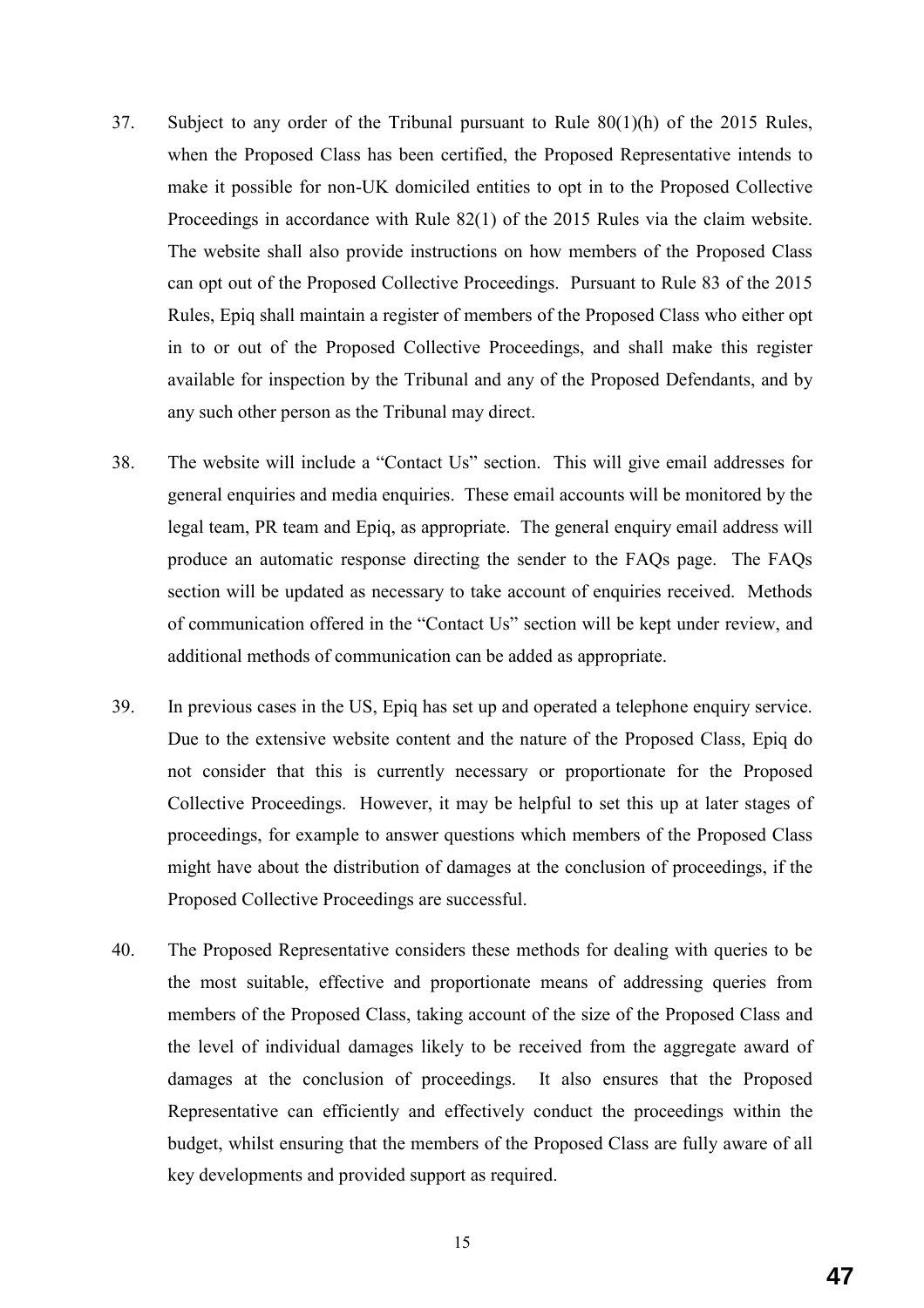37. Subject to any order of the Tribunal pursuant to Rule 80(1)(h) of the 2015 Rules, when the Proposed Class has been certified, the Proposed Representative intends to make it possible for non-UK domiciled entities to opt in to the Proposed Collective Proceedings in accordance with Rule 82(1) of the 2015 Rules via the claim website. The website shall also provide instructions on how members of the Proposed Class can opt out of the Proposed Collective Proceedings. Pursuant to Rule 83 of the 2015 Rules, Epiq shall maintain a register of members of the Proposed Class who either opt in to or out of the Proposed Collective Proceedings, and shall make this register available for inspection by the Tribunal and any of the Proposed Defendants, and by any such other person as the Tribunal may direct.

38. The website will include a "Contact Us" section. This will give email addresses for general enquiries and media enquiries. These email accounts will be monitored by the legal team, PR team and Epiq, as appropriate. The general enquiry email address will produce an automatic response directing the sender to the FAQs page. The FAQs section will be updated as necessary to take account of enquiries received. Methods of communication offered in the "Contact Us" section will be kept under review, and additional methods of communication can be added as appropriate.

39. In previous cases in the US, Epiq has set up and operated a telephone enquiry service. Due to the extensive website content and the nature of the Proposed Class, Epiq do not consider that this is currently necessary or proportionate for the Proposed Collective Proceedings. However, it may be helpful to set this up at later stages of proceedings, for example to answer questions which members of the Proposed Class might have about the distribution of damages at the conclusion of proceedings, if the Proposed Collective Proceedings are successful.

40. The Proposed Representative considers these methods for dealing with queries to be the most suitable, effective and proportionate means of addressing queries from members of the Proposed Class, taking account of the size of the Proposed Class and the level of individual damages likely to be received from the aggregate award of damages at the conclusion of proceedings. It also ensures that the Proposed Representative can efficiently and effectively conduct the proceedings within the budget, whilst ensuring that the members of the Proposed Class are fully aware of all key developments and provided support as required.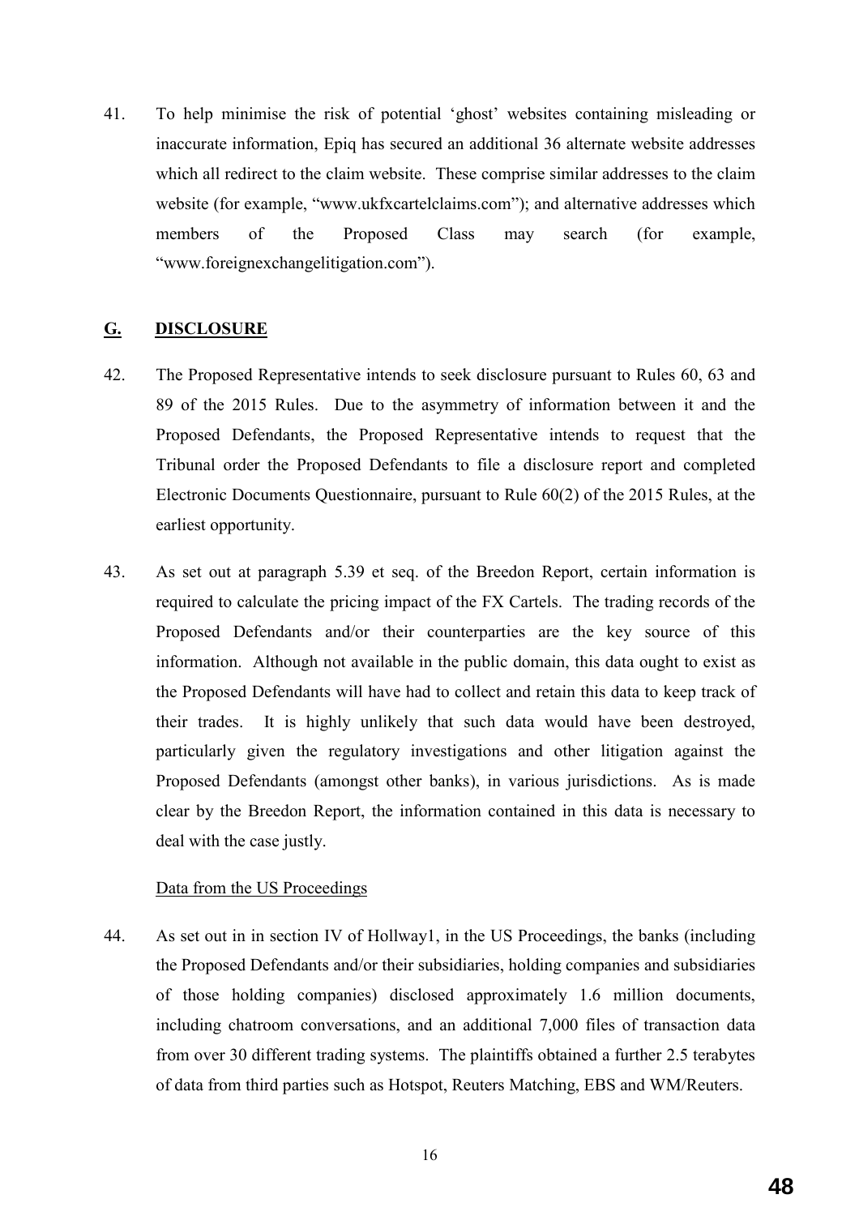41. To help minimise the risk of potential 'ghost' websites containing misleading or inaccurate information, Epiq has secured an additional 36 alternate website addresses which all redirect to the claim website. These comprise similar addresses to the claim website (for example, "www.ukfxcartelclaims.com"); and alternative addresses which members of the Proposed Class may search (for example, "www.foreignexchangelitigation.com").

## G. DISCLOSURE

42. The Proposed Representative intends to seek disclosure pursuant to Rules 60, 63 and 89 of the 2015 Rules. Due to the asymmetry of information between it and the Proposed Defendants, the Proposed Representative intends to request that the Tribunal order the Proposed Defendants to file a disclosure report and completed Electronic Documents Questionnaire, pursuant to Rule 60(2) of the 2015 Rules, at the earliest opportunity.

43. As set out at paragraph 5.39 et seq. of the Breedon Report, certain information is required to calculate the pricing impact of the FX Cartels. The trading records of the Proposed Defendants and/or their counterparties are the key source of this information. Although not available in the public domain, this data ought to exist as the Proposed Defendants will have had to collect and retain this data to keep track of their trades. It is highly unlikely that such data would have been destroyed, particularly given the regulatory investigations and other litigation against the Proposed Defendants (amongst other banks), in various jurisdictions. As is made clear by the Breedon Report, the information contained in this data is necessary to deal with the case justly.

<u>Data from the US Proceedings</u>

44. As set out in in section IV of Hollway1, in the US Proceedings, the banks (including the Proposed Defendants and/or their subsidiaries, holding companies and subsidiaries of those holding companies) disclosed approximately 1.6 million documents, including chatroom conversations, and an additional 7,000 files of transaction data from over 30 different trading systems. The plaintiffs obtained a further 2.5 terabytes of data from third parties such as Hotspot, Reuters Matching, EBS and WM/Reuters.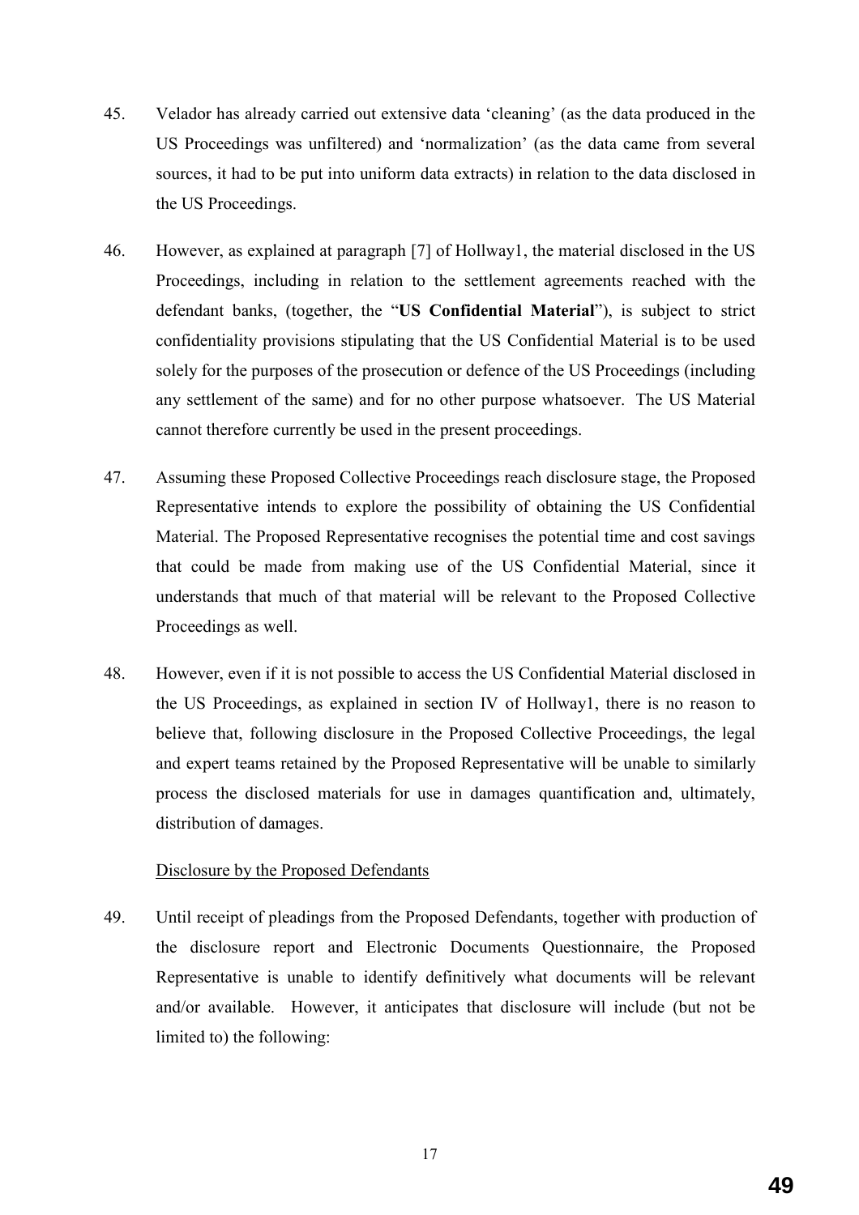45. Velador has already carried out extensive data 'cleaning' (as the data produced in the US Proceedings was unfiltered) and 'normalization' (as the data came from several sources, it had to be put into uniform data extracts) in relation to the data disclosed in the US Proceedings.

46. However, as explained at paragraph [7] of Hollway1, the material disclosed in the US Proceedings, including in relation to the settlement agreements reached with the defendant banks, (together, the "**US Confidential Material**"), is subject to strict confidentiality provisions stipulating that the US Confidential Material is to be used solely for the purposes of the prosecution or defence of the US Proceedings (including any settlement of the same) and for no other purpose whatsoever. The US Material cannot therefore currently be used in the present proceedings.

47. Assuming these Proposed Collective Proceedings reach disclosure stage, the Proposed Representative intends to explore the possibility of obtaining the US Confidential Material. The Proposed Representative recognises the potential time and cost savings that could be made from making use of the US Confidential Material, since it understands that much of that material will be relevant to the Proposed Collective Proceedings as well.

48. However, even if it is not possible to access the US Confidential Material disclosed in the US Proceedings, as explained in section IV of Hollway1, there is no reason to believe that, following disclosure in the Proposed Collective Proceedings, the legal and expert teams retained by the Proposed Representative will be unable to similarly process the disclosed materials for use in damages quantification and, ultimately, distribution of damages.

<u>Disclosure by the Proposed Defendants</u>

49. Until receipt of pleadings from the Proposed Defendants, together with production of the disclosure report and Electronic Documents Questionnaire, the Proposed Representative is unable to identify definitively what documents will be relevant and/or available. However, it anticipates that disclosure will include (but not be limited to) the following: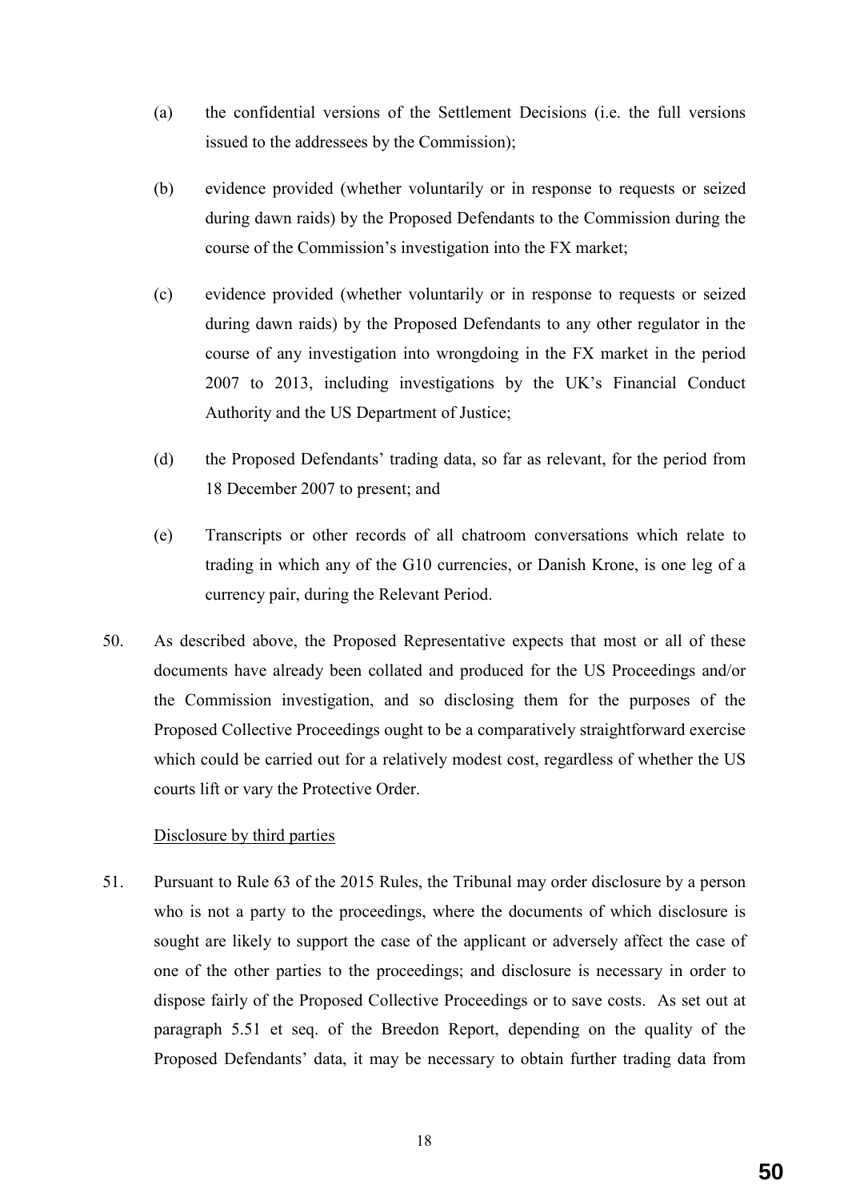(a) the confidential versions of the Settlement Decisions (i.e. the full versions issued to the addressees by the Commission);

(b) evidence provided (whether voluntarily or in response to requests or seized during dawn raids) by the Proposed Defendants to the Commission during the course of the Commission's investigation into the FX market;

(c) evidence provided (whether voluntarily or in response to requests or seized during dawn raids) by the Proposed Defendants to any other regulator in the course of any investigation into wrongdoing in the FX market in the period 2007 to 2013, including investigations by the UK's Financial Conduct Authority and the US Department of Justice;

(d) the Proposed Defendants' trading data, so far as relevant, for the period from 18 December 2007 to present; and

(e) Transcripts or other records of all chatroom conversations which relate to trading in which any of the G10 currencies, or Danish Krone, is one leg of a currency pair, during the Relevant Period.

50. As described above, the Proposed Representative expects that most or all of these documents have already been collated and produced for the US Proceedings and/or the Commission investigation, and so disclosing them for the purposes of the Proposed Collective Proceedings ought to be a comparatively straightforward exercise which could be carried out for a relatively modest cost, regardless of whether the US courts lift or vary the Protective Order.

<u>Disclosure by third parties</u>

51. Pursuant to Rule 63 of the 2015 Rules, the Tribunal may order disclosure by a person who is not a party to the proceedings, where the documents of which disclosure is sought are likely to support the case of the applicant or adversely affect the case of one of the other parties to the proceedings; and disclosure is necessary in order to dispose fairly of the Proposed Collective Proceedings or to save costs. As set out at paragraph 5.51 et seq. of the Breedon Report, depending on the quality of the Proposed Defendants' data, it may be necessary to obtain further trading data from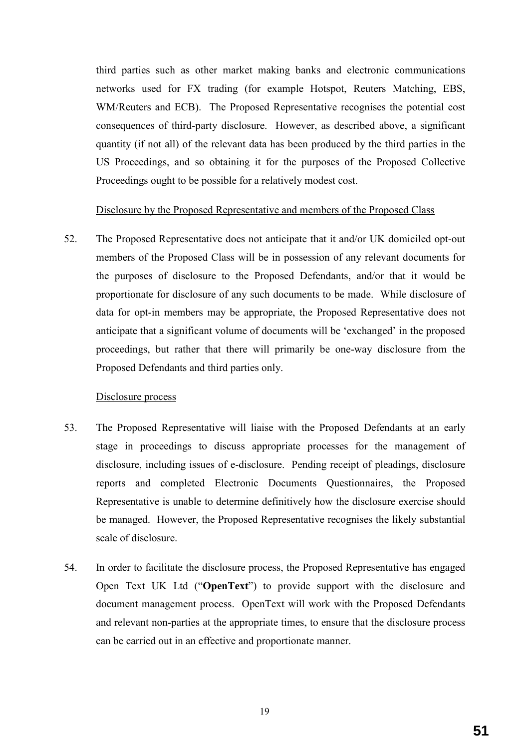third parties such as other market making banks and electronic communications networks used for FX trading (for example Hotspot, Reuters Matching, EBS, WM/Reuters and ECB). The Proposed Representative recognises the potential cost consequences of third-party disclosure. However, as described above, a significant quantity (if not all) of the relevant data has been produced by the third parties in the US Proceedings, and so obtaining it for the purposes of the Proposed Collective Proceedings ought to be possible for a relatively modest cost.

Disclosure by the Proposed Representative and members of the Proposed Class

52. The Proposed Representative does not anticipate that it and/or UK domiciled opt-out members of the Proposed Class will be in possession of any relevant documents for the purposes of disclosure to the Proposed Defendants, and/or that it would be proportionate for disclosure of any such documents to be made. While disclosure of data for opt-in members may be appropriate, the Proposed Representative does not anticipate that a significant volume of documents will be 'exchanged' in the proposed proceedings, but rather that there will primarily be one-way disclosure from the Proposed Defendants and third parties only.

Disclosure process

53. The Proposed Representative will liaise with the Proposed Defendants at an early stage in proceedings to discuss appropriate processes for the management of disclosure, including issues of e-disclosure. Pending receipt of pleadings, disclosure reports and completed Electronic Documents Questionnaires, the Proposed Representative is unable to determine definitively how the disclosure exercise should be managed. However, the Proposed Representative recognises the likely substantial scale of disclosure.

54. In order to facilitate the disclosure process, the Proposed Representative has engaged Open Text UK Ltd ("**OpenText**") to provide support with the disclosure and document management process. OpenText will work with the Proposed Defendants and relevant non-parties at the appropriate times, to ensure that the disclosure process can be carried out in an effective and proportionate manner.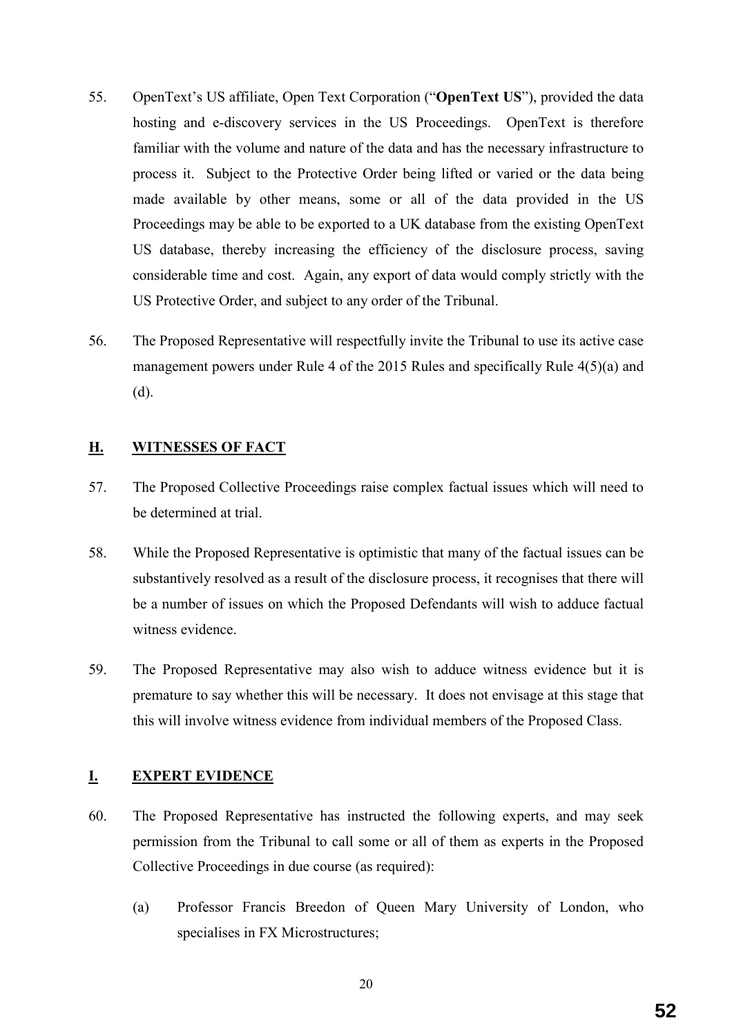55. OpenText's US affiliate, Open Text Corporation ("**OpenText US**"), provided the data hosting and e-discovery services in the US Proceedings. OpenText is therefore familiar with the volume and nature of the data and has the necessary infrastructure to process it. Subject to the Protective Order being lifted or varied or the data being made available by other means, some or all of the data provided in the US Proceedings may be able to be exported to a UK database from the existing OpenText US database, thereby increasing the efficiency of the disclosure process, saving considerable time and cost. Again, any export of data would comply strictly with the US Protective Order, and subject to any order of the Tribunal.

56. The Proposed Representative will respectfully invite the Tribunal to use its active case management powers under Rule 4 of the 2015 Rules and specifically Rule 4(5)(a) and (d).

## H. WITNESSES OF FACT

57. The Proposed Collective Proceedings raise complex factual issues which will need to be determined at trial.

58. While the Proposed Representative is optimistic that many of the factual issues can be substantively resolved as a result of the disclosure process, it recognises that there will be a number of issues on which the Proposed Defendants will wish to adduce factual witness evidence.

59. The Proposed Representative may also wish to adduce witness evidence but it is premature to say whether this will be necessary. It does not envisage at this stage that this will involve witness evidence from individual members of the Proposed Class.

## I. EXPERT EVIDENCE

60. The Proposed Representative has instructed the following experts, and may seek permission from the Tribunal to call some or all of them as experts in the Proposed Collective Proceedings in due course (as required):

    (a) Professor Francis Breedon of Queen Mary University of London, who specialises in FX Microstructures;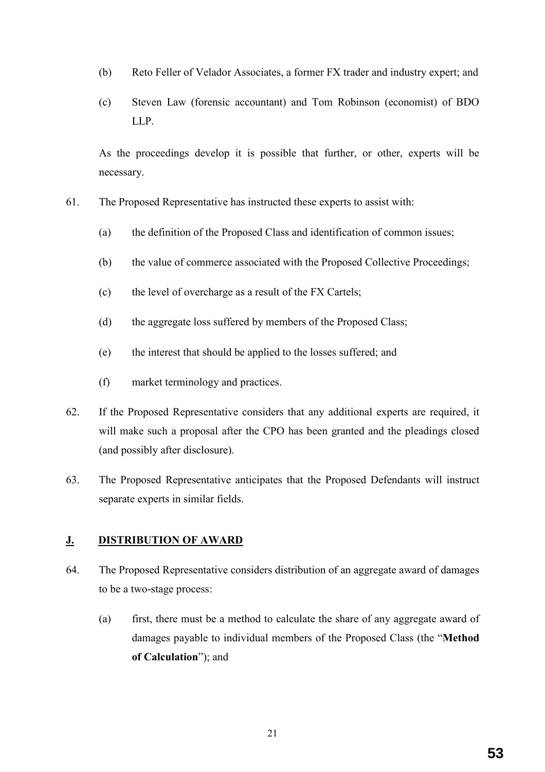(b) Reto Feller of Velador Associates, a former FX trader and industry expert; and

(c) Steven Law (forensic accountant) and Tom Robinson (economist) of BDO LLP.

As the proceedings develop it is possible that further, or other, experts will be necessary.

61. The Proposed Representative has instructed these experts to assist with:

(a) the definition of the Proposed Class and identification of common issues;

(b) the value of commerce associated with the Proposed Collective Proceedings;

(c) the level of overcharge as a result of the FX Cartels;

(d) the aggregate loss suffered by members of the Proposed Class;

(e) the interest that should be applied to the losses suffered; and

(f) market terminology and practices.

62. If the Proposed Representative considers that any additional experts are required, it will make such a proposal after the CPO has been granted and the pleadings closed (and possibly after disclosure).

63. The Proposed Representative anticipates that the Proposed Defendants will instruct separate experts in similar fields.

## J. DISTRIBUTION OF AWARD

64. The Proposed Representative considers distribution of an aggregate award of damages to be a two-stage process:

(a) first, there must be a method to calculate the share of any aggregate award of damages payable to individual members of the Proposed Class (the "**Method of Calculation**"); and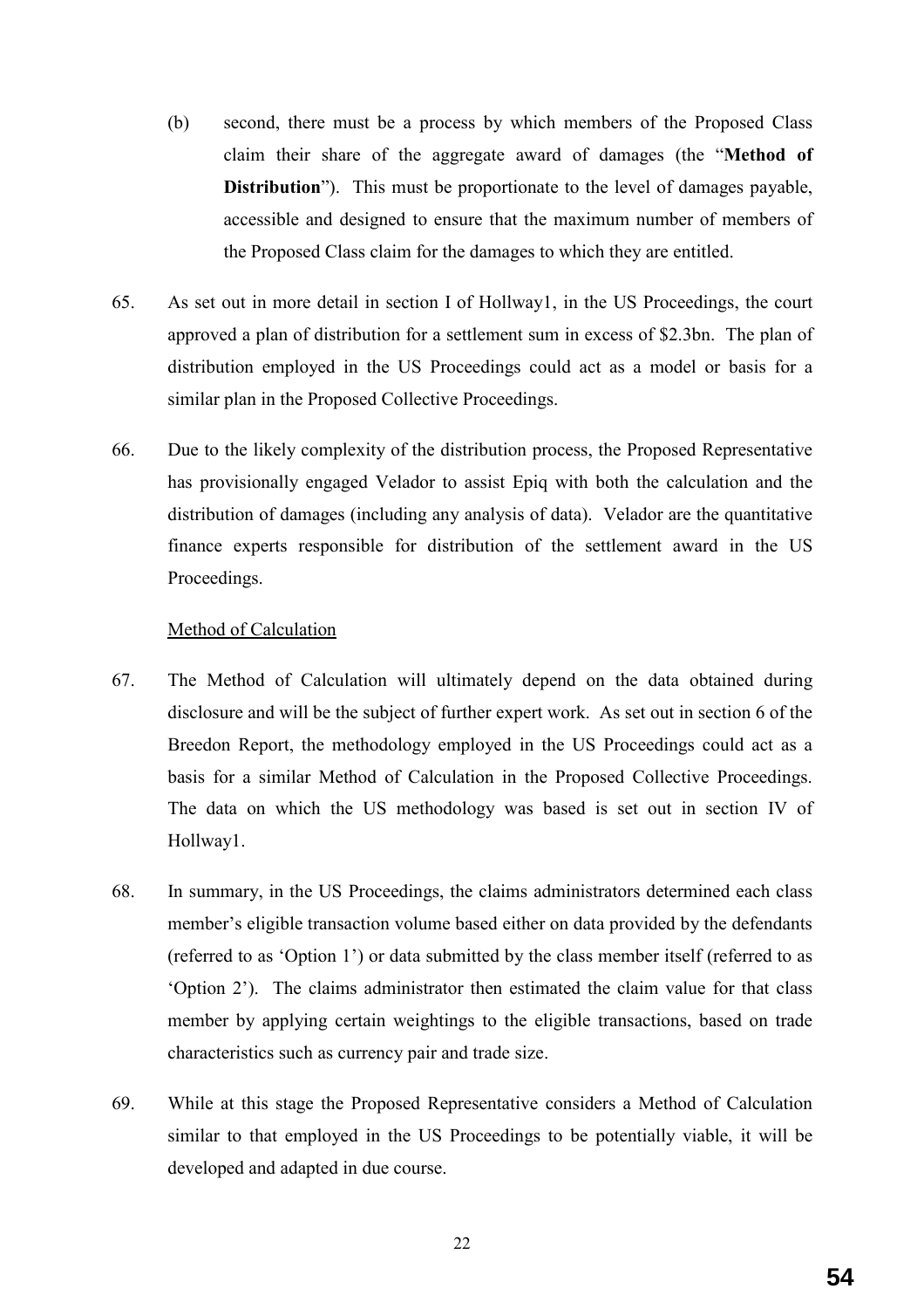(b) second, there must be a process by which members of the Proposed Class claim their share of the aggregate award of damages (the "**Method of Distribution**"). This must be proportionate to the level of damages payable, accessible and designed to ensure that the maximum number of members of the Proposed Class claim for the damages to which they are entitled.

65. As set out in more detail in section I of Hollway1, in the US Proceedings, the court approved a plan of distribution for a settlement sum in excess of $2.3bn. The plan of distribution employed in the US Proceedings could act as a model or basis for a similar plan in the Proposed Collective Proceedings.

66. Due to the likely complexity of the distribution process, the Proposed Representative has provisionally engaged Velador to assist Epiq with both the calculation and the distribution of damages (including any analysis of data). Velador are the quantitative finance experts responsible for distribution of the settlement award in the US Proceedings.

<u>Method of Calculation</u>

67. The Method of Calculation will ultimately depend on the data obtained during disclosure and will be the subject of further expert work. As set out in section 6 of the Breedon Report, the methodology employed in the US Proceedings could act as a basis for a similar Method of Calculation in the Proposed Collective Proceedings. The data on which the US methodology was based is set out in section IV of Hollway1.

68. In summary, in the US Proceedings, the claims administrators determined each class member's eligible transaction volume based either on data provided by the defendants (referred to as 'Option 1') or data submitted by the class member itself (referred to as 'Option 2'). The claims administrator then estimated the claim value for that class member by applying certain weightings to the eligible transactions, based on trade characteristics such as currency pair and trade size.

69. While at this stage the Proposed Representative considers a Method of Calculation similar to that employed in the US Proceedings to be potentially viable, it will be developed and adapted in due course.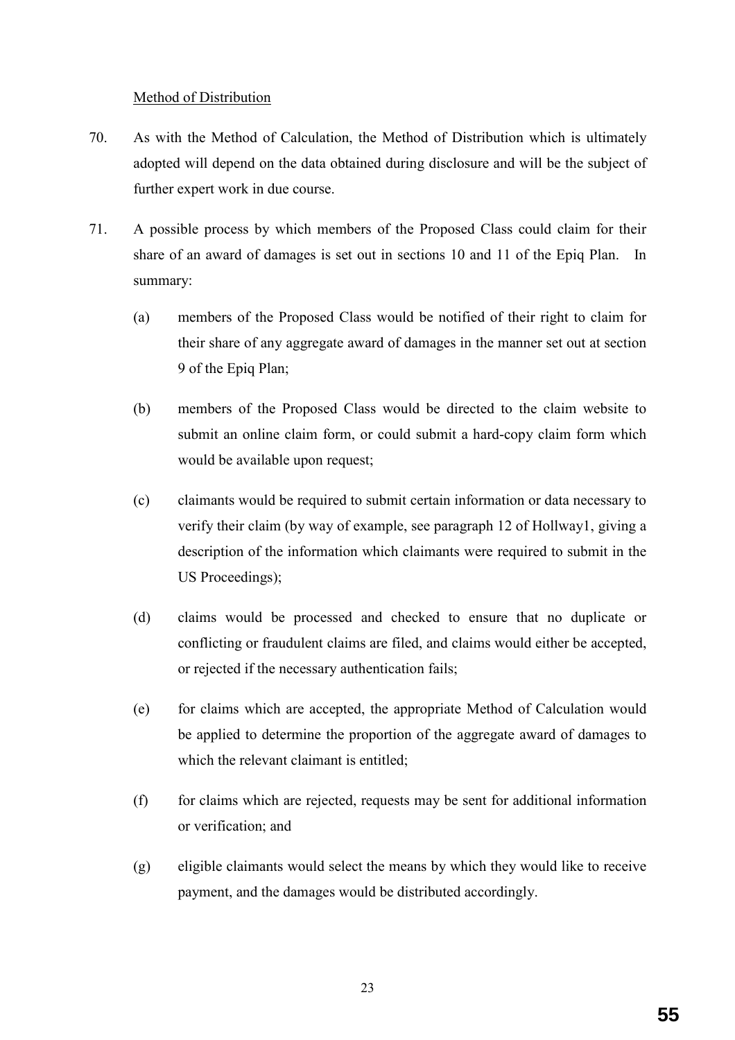Method of Distribution

70. As with the Method of Calculation, the Method of Distribution which is ultimately adopted will depend on the data obtained during disclosure and will be the subject of further expert work in due course.

71. A possible process by which members of the Proposed Class could claim for their share of an award of damages is set out in sections 10 and 11 of the Epiq Plan. In summary:

    (a) members of the Proposed Class would be notified of their right to claim for their share of any aggregate award of damages in the manner set out at section 9 of the Epiq Plan;

    (b) members of the Proposed Class would be directed to the claim website to submit an online claim form, or could submit a hard-copy claim form which would be available upon request;

    (c) claimants would be required to submit certain information or data necessary to verify their claim (by way of example, see paragraph 12 of Hollway1, giving a description of the information which claimants were required to submit in the US Proceedings);

    (d) claims would be processed and checked to ensure that no duplicate or conflicting or fraudulent claims are filed, and claims would either be accepted, or rejected if the necessary authentication fails;

    (e) for claims which are accepted, the appropriate Method of Calculation would be applied to determine the proportion of the aggregate award of damages to which the relevant claimant is entitled;

    (f) for claims which are rejected, requests may be sent for additional information or verification; and

    (g) eligible claimants would select the means by which they would like to receive payment, and the damages would be distributed accordingly.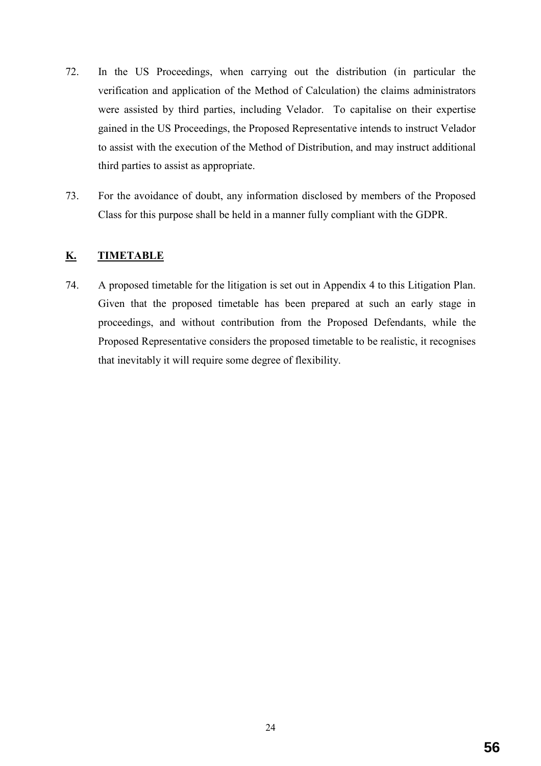72. In the US Proceedings, when carrying out the distribution (in particular the verification and application of the Method of Calculation) the claims administrators were assisted by third parties, including Velador. To capitalise on their expertise gained in the US Proceedings, the Proposed Representative intends to instruct Velador to assist with the execution of the Method of Distribution, and may instruct additional third parties to assist as appropriate.

73. For the avoidance of doubt, any information disclosed by members of the Proposed Class for this purpose shall be held in a manner fully compliant with the GDPR.

## **K. TIMETABLE**

74. A proposed timetable for the litigation is set out in Appendix 4 to this Litigation Plan. Given that the proposed timetable has been prepared at such an early stage in proceedings, and without contribution from the Proposed Defendants, while the Proposed Representative considers the proposed timetable to be realistic, it recognises that inevitably it will require some degree of flexibility.